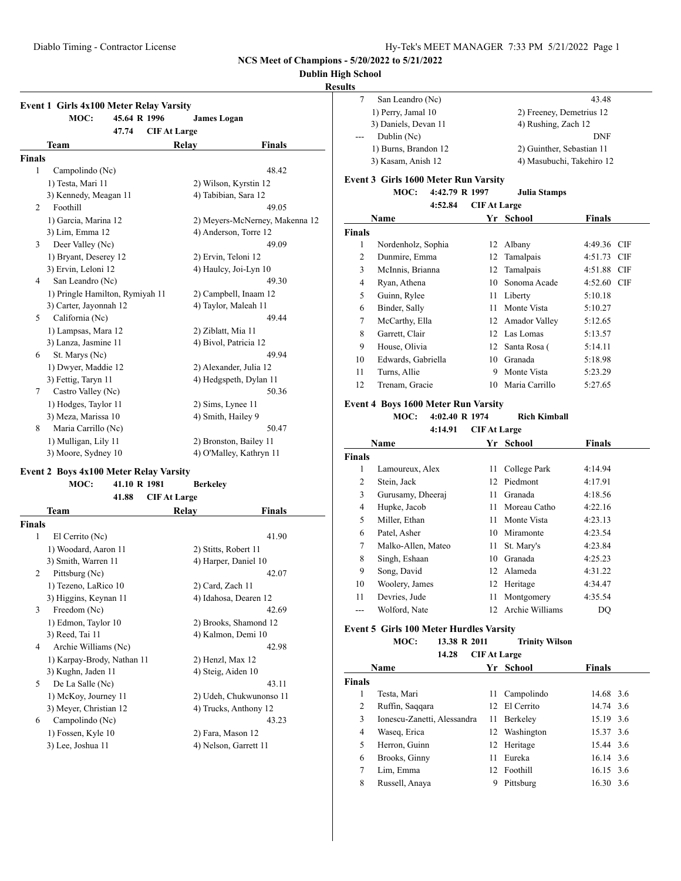## NCS Meet of Champions - 5/20/2022 to 5/21/2022

### Dublin High School

### Results

#### Event 1 Girls 4x100 Meter Relay Varsity

MOC: 45.64 R 1996 James Logan
47.74 CIF At Large

| | Team | Relay | Finals |
|---|---|---|---|
| **Finals** | | | |
| 1 | Campolindo (Nc) | | 48.42 |
| | 1) Testa, Mari 11 | 2) Wilson, Kyrstin 12 | |
| | 3) Kennedy, Meagan 11 | 4) Tabibian, Sara 12 | |
| 2 | Foothill | | 49.05 |
| | 1) Garcia, Marina 12 | 2) Meyers-McNerney, Makenna 12 | |
| | 3) Lim, Emma 12 | 4) Anderson, Torre 12 | |
| 3 | Deer Valley (Nc) | | 49.09 |
| | 1) Bryant, Deserey 12 | 2) Ervin, Teloni 12 | |
| | 3) Ervin, Leloni 12 | 4) Haulcy, Joi-Lyn 10 | |
| 4 | San Leandro (Nc) | | 49.30 |
| | 1) Pringle Hamilton, Rymiyah 11 | 2) Campbell, Inaam 12 | |
| | 3) Carter, Jayonnah 12 | 4) Taylor, Maleah 11 | |
| 5 | California (Nc) | | 49.44 |
| | 1) Lampsas, Mara 12 | 2) Ziblatt, Mia 11 | |
| | 3) Lanza, Jasmine 11 | 4) Bivol, Patricia 12 | |
| 6 | St. Marys (Nc) | | 49.94 |
| | 1) Dwyer, Maddie 12 | 2) Alexander, Julia 12 | |
| | 3) Fettig, Taryn 11 | 4) Hedgspeth, Dylan 11 | |
| 7 | Castro Valley (Nc) | | 50.36 |
| | 1) Hodges, Taylor 11 | 2) Sims, Lynee 11 | |
| | 3) Meza, Marissa 10 | 4) Smith, Hailey 9 | |
| 8 | Maria Carrillo (Nc) | | 50.47 |
| | 1) Mulligan, Lily 11 | 2) Bronston, Bailey 11 | |
| | 3) Moore, Sydney 10 | 4) O'Malley, Kathryn 11 | |

#### Event 2 Boys 4x100 Meter Relay Varsity

MOC: 41.10 R 1981 Berkeley
41.88 CIF At Large

| | Team | Relay | Finals |
|---|---|---|---|
| **Finals** | | | |
| 1 | El Cerrito (Nc) | | 41.90 |
| | 1) Woodard, Aaron 11 | 2) Stitts, Robert 11 | |
| | 3) Smith, Warren 11 | 4) Harper, Daniel 10 | |
| 2 | Pittsburg (Nc) | | 42.07 |
| | 1) Tezeno, LaRico 10 | 2) Card, Zach 11 | |
| | 3) Higgins, Keynan 11 | 4) Idahosa, Dearen 12 | |
| 3 | Freedom (Nc) | | 42.69 |
| | 1) Edmon, Taylor 10 | 2) Brooks, Shamond 12 | |
| | 3) Reed, Tai 11 | 4) Kalmon, Demi 10 | |
| 4 | Archie Williams (Nc) | | 42.98 |
| | 1) Karpay-Brody, Nathan 11 | 2) Henzl, Max 12 | |
| | 3) Kughn, Jaden 11 | 4) Steig, Aiden 10 | |
| 5 | De La Salle (Nc) | | 43.11 |
| | 1) McKoy, Journey 11 | 2) Udeh, Chukwunonso 11 | |
| | 3) Meyer, Christian 12 | 4) Trucks, Anthony 12 | |
| 6 | Campolindo (Nc) | | 43.23 |
| | 1) Fossen, Kyle 10 | 2) Fara, Mason 12 | |
| | 3) Lee, Joshua 11 | 4) Nelson, Garrett 11 | |
| 7 | San Leandro (Nc) | | 43.48 |
| | 1) Perry, Jamal 10 | 2) Freeney, Demetrius 12 | |
| | 3) Daniels, Devan 11 | 4) Rushing, Zach 12 | |
| --- | Dublin (Nc) | | DNF |
| | 1) Burns, Brandon 12 | 2) Guinther, Sebastian 11 | |
| | 3) Kasam, Anish 12 | 4) Masubuchi, Takehiro 12 | |

#### Event 3 Girls 1600 Meter Run Varsity

MOC: 4:42.79 R 1997 Julia Stamps
4:52.84 CIF At Large

| | Name | Yr | School | Finals | |
|---|---|---|---|---|---|
| **Finals** | | | | | |
| 1 | Nordenholz, Sophia | 12 | Albany | 4:49.36 | CIF |
| 2 | Dunmire, Emma | 12 | Tamalpais | 4:51.73 | CIF |
| 3 | McInnis, Brianna | 12 | Tamalpais | 4:51.88 | CIF |
| 4 | Ryan, Athena | 10 | Sonoma Acade | 4:52.60 | CIF |
| 5 | Guinn, Rylee | 11 | Liberty | 5:10.18 | |
| 6 | Binder, Sally | 11 | Monte Vista | 5:10.27 | |
| 7 | McCarthy, Ella | 12 | Amador Valley | 5:12.65 | |
| 8 | Garrett, Clair | 12 | Las Lomas | 5:13.57 | |
| 9 | House, Olivia | 12 | Santa Rosa ( | 5:14.11 | |
| 10 | Edwards, Gabriella | 10 | Granada | 5:18.98 | |
| 11 | Turns, Allie | 9 | Monte Vista | 5:23.29 | |
| 12 | Trenam, Gracie | 10 | Maria Carrillo | 5:27.65 | |

#### Event 4 Boys 1600 Meter Run Varsity

MOC: 4:02.40 R 1974 Rich Kimball
4:14.91 CIF At Large

| | Name | Yr | School | Finals |
|---|---|---|---|---|
| **Finals** | | | | |
| 1 | Lamoureux, Alex | 11 | College Park | 4:14.94 |
| 2 | Stein, Jack | 12 | Piedmont | 4:17.91 |
| 3 | Gurusamy, Dheeraj | 11 | Granada | 4:18.56 |
| 4 | Hupke, Jacob | 11 | Moreau Catho | 4:22.16 |
| 5 | Miller, Ethan | 11 | Monte Vista | 4:23.13 |
| 6 | Patel, Asher | 10 | Miramonte | 4:23.54 |
| 7 | Malko-Allen, Mateo | 11 | St. Mary's | 4:23.84 |
| 8 | Singh, Eshaan | 10 | Granada | 4:25.23 |
| 9 | Song, David | 12 | Alameda | 4:31.22 |
| 10 | Woolery, James | 12 | Heritage | 4:34.47 |
| 11 | Devries, Jude | 11 | Montgomery | 4:35.54 |
| --- | Wolford, Nate | 12 | Archie Williams | DQ |

#### Event 5 Girls 100 Meter Hurdles Varsity

MOC: 13.38 R 2011 Trinity Wilson
14.28 CIF At Large

| | Name | Yr | School | Finals | |
|---|---|---|---|---|---|
| **Finals** | | | | | |
| 1 | Testa, Mari | 11 | Campolindo | 14.68 | 3.6 |
| 2 | Ruffin, Saqqara | 12 | El Cerrito | 14.74 | 3.6 |
| 3 | Ionescu-Zanetti, Alessandra | 11 | Berkeley | 15.19 | 3.6 |
| 4 | Waseq, Erica | 12 | Washington | 15.37 | 3.6 |
| 5 | Herron, Guinn | 12 | Heritage | 15.44 | 3.6 |
| 6 | Brooks, Ginny | 11 | Eureka | 16.14 | 3.6 |
| 7 | Lim, Emma | 12 | Foothill | 16.15 | 3.6 |
| 8 | Russell, Anaya | 9 | Pittsburg | 16.30 | 3.6 |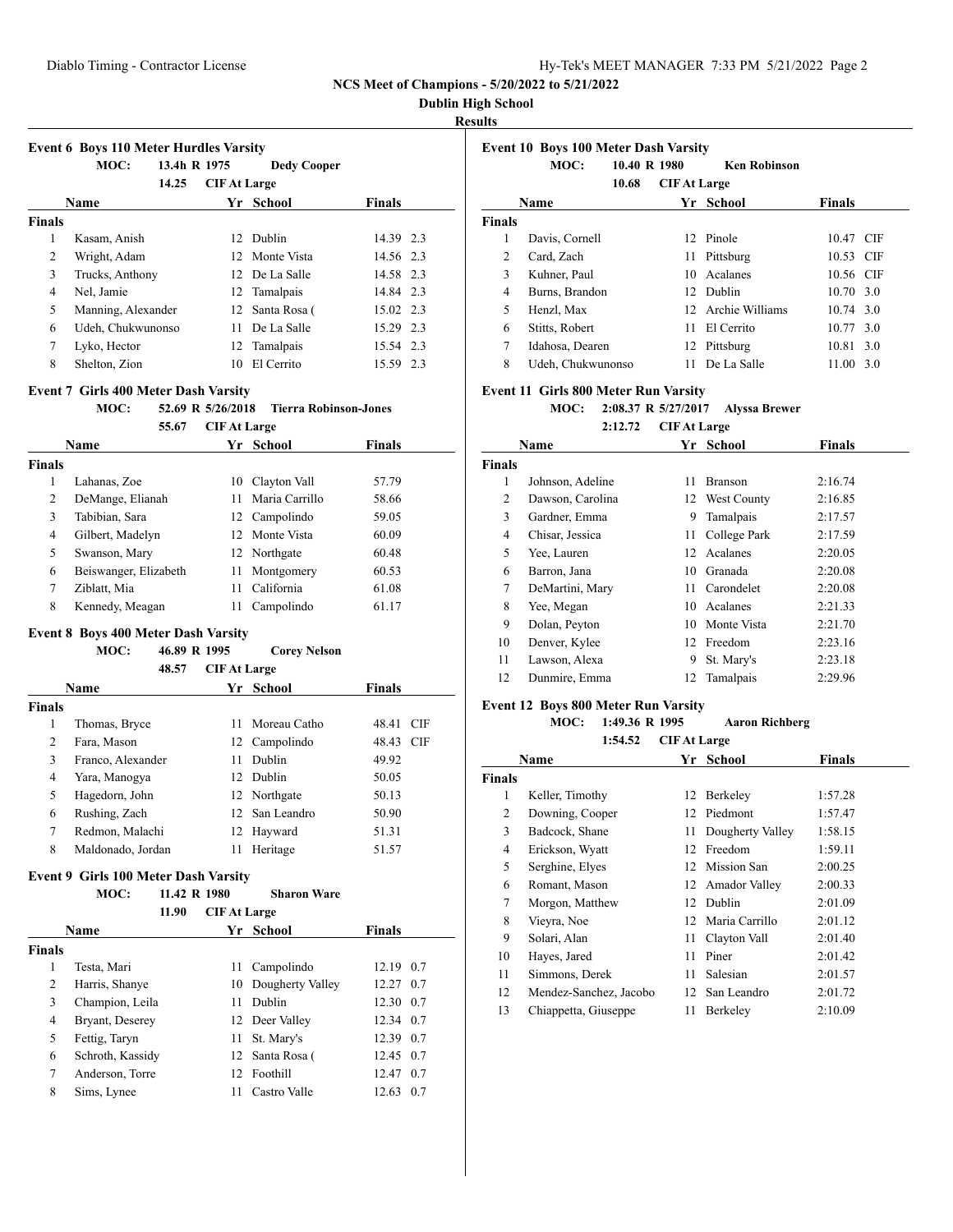**NCS Meet of Champions - 5/20/2022 to 5/21/2022**

**Dublin High School**

**Results**

### Event 6 Boys 110 Meter Hurdles Varsity

MOC: 13.4h R 1975 Dedy Cooper

14.25 CIF At Large

| | Name | Yr | School | Finals | |
|---|---|---|---|---|---|
| **Finals** | | | | | |
| 1 | Kasam, Anish | 12 | Dublin | 14.39 | 2.3 |
| 2 | Wright, Adam | 12 | Monte Vista | 14.56 | 2.3 |
| 3 | Trucks, Anthony | 12 | De La Salle | 14.58 | 2.3 |
| 4 | Nel, Jamie | 12 | Tamalpais | 14.84 | 2.3 |
| 5 | Manning, Alexander | 12 | Santa Rosa ( | 15.02 | 2.3 |
| 6 | Udeh, Chukwunonso | 11 | De La Salle | 15.29 | 2.3 |
| 7 | Lyko, Hector | 12 | Tamalpais | 15.54 | 2.3 |
| 8 | Shelton, Zion | 10 | El Cerrito | 15.59 | 2.3 |

### Event 7 Girls 400 Meter Dash Varsity

MOC: 52.69 R 5/26/2018 Tierra Robinson-Jones

55.67 CIF At Large

| | Name | Yr | School | Finals |
|---|---|---|---|---|
| **Finals** | | | | |
| 1 | Lahanas, Zoe | 10 | Clayton Vall | 57.79 |
| 2 | DeMange, Elianah | 11 | Maria Carrillo | 58.66 |
| 3 | Tabibian, Sara | 12 | Campolindo | 59.05 |
| 4 | Gilbert, Madelyn | 12 | Monte Vista | 60.09 |
| 5 | Swanson, Mary | 12 | Northgate | 60.48 |
| 6 | Beiswanger, Elizabeth | 11 | Montgomery | 60.53 |
| 7 | Ziblatt, Mia | 11 | California | 61.08 |
| 8 | Kennedy, Meagan | 11 | Campolindo | 61.17 |

### Event 8 Boys 400 Meter Dash Varsity

MOC: 46.89 R 1995 Corey Nelson

48.57 CIF At Large

| | Name | Yr | School | Finals | |
|---|---|---|---|---|---|
| **Finals** | | | | | |
| 1 | Thomas, Bryce | 11 | Moreau Catho | 48.41 | CIF |
| 2 | Fara, Mason | 12 | Campolindo | 48.43 | CIF |
| 3 | Franco, Alexander | 11 | Dublin | 49.92 | |
| 4 | Yara, Manogya | 12 | Dublin | 50.05 | |
| 5 | Hagedorn, John | 12 | Northgate | 50.13 | |
| 6 | Rushing, Zach | 12 | San Leandro | 50.90 | |
| 7 | Redmon, Malachi | 12 | Hayward | 51.31 | |
| 8 | Maldonado, Jordan | 11 | Heritage | 51.57 | |

### Event 9 Girls 100 Meter Dash Varsity

MOC: 11.42 R 1980 Sharon Ware

11.90 CIF At Large

| | Name | Yr | School | Finals | |
|---|---|---|---|---|---|
| **Finals** | | | | | |
| 1 | Testa, Mari | 11 | Campolindo | 12.19 | 0.7 |
| 2 | Harris, Shanye | 10 | Dougherty Valley | 12.27 | 0.7 |
| 3 | Champion, Leila | 11 | Dublin | 12.30 | 0.7 |
| 4 | Bryant, Deserey | 12 | Deer Valley | 12.34 | 0.7 |
| 5 | Fettig, Taryn | 11 | St. Mary's | 12.39 | 0.7 |
| 6 | Schroth, Kassidy | 12 | Santa Rosa ( | 12.45 | 0.7 |
| 7 | Anderson, Torre | 12 | Foothill | 12.47 | 0.7 |
| 8 | Sims, Lynee | 11 | Castro Valle | 12.63 | 0.7 |

### Event 10 Boys 100 Meter Dash Varsity

MOC: 10.40 R 1980 Ken Robinson

10.68 CIF At Large

| | Name | Yr | School | Finals | |
|---|---|---|---|---|---|
| **Finals** | | | | | |
| 1 | Davis, Cornell | 12 | Pinole | 10.47 | CIF |
| 2 | Card, Zach | 11 | Pittsburg | 10.53 | CIF |
| 3 | Kuhner, Paul | 10 | Acalanes | 10.56 | CIF |
| 4 | Burns, Brandon | 12 | Dublin | 10.70 | 3.0 |
| 5 | Henzl, Max | 12 | Archie Williams | 10.74 | 3.0 |
| 6 | Stitts, Robert | 11 | El Cerrito | 10.77 | 3.0 |
| 7 | Idahosa, Dearen | 12 | Pittsburg | 10.81 | 3.0 |
| 8 | Udeh, Chukwunonso | 11 | De La Salle | 11.00 | 3.0 |

### Event 11 Girls 800 Meter Run Varsity

MOC: 2:08.37 R 5/27/2017 Alyssa Brewer

2:12.72 CIF At Large

| | Name | Yr | School | Finals |
|---|---|---|---|---|
| **Finals** | | | | |
| 1 | Johnson, Adeline | 11 | Branson | 2:16.74 |
| 2 | Dawson, Carolina | 12 | West County | 2:16.85 |
| 3 | Gardner, Emma | 9 | Tamalpais | 2:17.57 |
| 4 | Chisar, Jessica | 11 | College Park | 2:17.59 |
| 5 | Yee, Lauren | 12 | Acalanes | 2:20.05 |
| 6 | Barron, Jana | 10 | Granada | 2:20.08 |
| 7 | DeMartini, Mary | 11 | Carondelet | 2:20.08 |
| 8 | Yee, Megan | 10 | Acalanes | 2:21.33 |
| 9 | Dolan, Peyton | 10 | Monte Vista | 2:21.70 |
| 10 | Denver, Kylee | 12 | Freedom | 2:23.16 |
| 11 | Lawson, Alexa | 9 | St. Mary's | 2:23.18 |
| 12 | Dunmire, Emma | 12 | Tamalpais | 2:29.96 |

### Event 12 Boys 800 Meter Run Varsity

MOC: 1:49.36 R 1995 Aaron Richberg

1:54.52 CIF At Large

| | Name | Yr | School | Finals |
|---|---|---|---|---|
| **Finals** | | | | |
| 1 | Keller, Timothy | 12 | Berkeley | 1:57.28 |
| 2 | Downing, Cooper | 12 | Piedmont | 1:57.47 |
| 3 | Badcock, Shane | 11 | Dougherty Valley | 1:58.15 |
| 4 | Erickson, Wyatt | 12 | Freedom | 1:59.11 |
| 5 | Serghine, Elyes | 12 | Mission San | 2:00.25 |
| 6 | Romant, Mason | 12 | Amador Valley | 2:00.33 |
| 7 | Morgon, Matthew | 12 | Dublin | 2:01.09 |
| 8 | Vieyra, Noe | 12 | Maria Carrillo | 2:01.12 |
| 9 | Solari, Alan | 11 | Clayton Vall | 2:01.40 |
| 10 | Hayes, Jared | 11 | Piner | 2:01.42 |
| 11 | Simmons, Derek | 11 | Salesian | 2:01.57 |
| 12 | Mendez-Sanchez, Jacobo | 12 | San Leandro | 2:01.72 |
| 13 | Chiappetta, Giuseppe | 11 | Berkeley | 2:10.09 |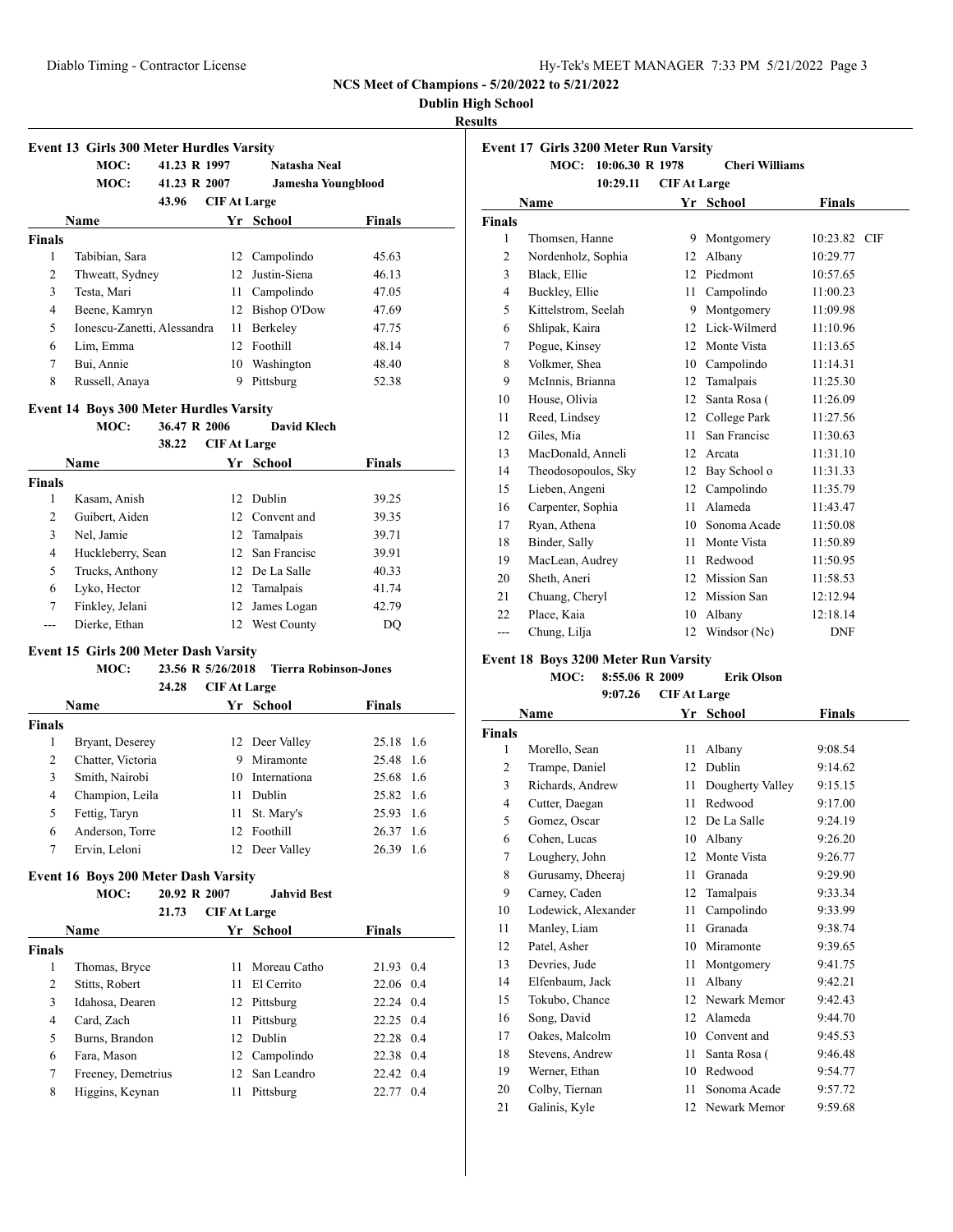**NCS Meet of Champions - 5/20/2022 to 5/21/2022**

**Dublin High School**

**Results**

### Event 13 Girls 300 Meter Hurdles Varsity

MOC: 41.23 R 1997 **Natasha Neal**

MOC: 41.23 R 2007 **Jamesha Youngblood**

43.96 CIF At Large

| | Name | Yr | School | Finals |
|---|---|---|---|---|
| **Finals** | | | | |
| 1 | Tabibian, Sara | 12 | Campolindo | 45.63 |
| 2 | Thweatt, Sydney | 12 | Justin-Siena | 46.13 |
| 3 | Testa, Mari | 11 | Campolindo | 47.05 |
| 4 | Beene, Kamryn | 12 | Bishop O'Dow | 47.69 |
| 5 | Ionescu-Zanetti, Alessandra | 11 | Berkeley | 47.75 |
| 6 | Lim, Emma | 12 | Foothill | 48.14 |
| 7 | Bui, Annie | 10 | Washington | 48.40 |
| 8 | Russell, Anaya | 9 | Pittsburg | 52.38 |

### Event 14 Boys 300 Meter Hurdles Varsity

MOC: 36.47 R 2006 **David Klech**

38.22 CIF At Large

| | Name | Yr | School | Finals |
|---|---|---|---|---|
| **Finals** | | | | |
| 1 | Kasam, Anish | 12 | Dublin | 39.25 |
| 2 | Guibert, Aiden | 12 | Convent and | 39.35 |
| 3 | Nel, Jamie | 12 | Tamalpais | 39.71 |
| 4 | Huckleberry, Sean | 12 | San Francisc | 39.91 |
| 5 | Trucks, Anthony | 12 | De La Salle | 40.33 |
| 6 | Lyko, Hector | 12 | Tamalpais | 41.74 |
| 7 | Finkley, Jelani | 12 | James Logan | 42.79 |
| --- | Dierke, Ethan | 12 | West County | DQ |

### Event 15 Girls 200 Meter Dash Varsity

MOC: 23.56 R 5/26/2018 **Tierra Robinson-Jones**

24.28 CIF At Large

| | Name | Yr | School | Finals | Wind |
|---|---|---|---|---|---|
| **Finals** | | | | | |
| 1 | Bryant, Deserey | 12 | Deer Valley | 25.18 | 1.6 |
| 2 | Chatter, Victoria | 9 | Miramonte | 25.48 | 1.6 |
| 3 | Smith, Nairobi | 10 | Internationa | 25.68 | 1.6 |
| 4 | Champion, Leila | 11 | Dublin | 25.82 | 1.6 |
| 5 | Fettig, Taryn | 11 | St. Mary's | 25.93 | 1.6 |
| 6 | Anderson, Torre | 12 | Foothill | 26.37 | 1.6 |
| 7 | Ervin, Leloni | 12 | Deer Valley | 26.39 | 1.6 |

### Event 16 Boys 200 Meter Dash Varsity

MOC: 20.92 R 2007 **Jahvid Best**

21.73 CIF At Large

| | Name | Yr | School | Finals | Wind |
|---|---|---|---|---|---|
| **Finals** | | | | | |
| 1 | Thomas, Bryce | 11 | Moreau Catho | 21.93 | 0.4 |
| 2 | Stitts, Robert | 11 | El Cerrito | 22.06 | 0.4 |
| 3 | Idahosa, Dearen | 12 | Pittsburg | 22.24 | 0.4 |
| 4 | Card, Zach | 11 | Pittsburg | 22.25 | 0.4 |
| 5 | Burns, Brandon | 12 | Dublin | 22.28 | 0.4 |
| 6 | Fara, Mason | 12 | Campolindo | 22.38 | 0.4 |
| 7 | Freeney, Demetrius | 12 | San Leandro | 22.42 | 0.4 |
| 8 | Higgins, Keynan | 11 | Pittsburg | 22.77 | 0.4 |

### Event 17 Girls 3200 Meter Run Varsity

MOC: 10:06.30 R 1978 **Cheri Williams**

10:29.11 CIF At Large

| | Name | Yr | School | Finals | |
|---|---|---|---|---|---|
| **Finals** | | | | | |
| 1 | Thomsen, Hanne | 9 | Montgomery | 10:23.82 | CIF |
| 2 | Nordenholz, Sophia | 12 | Albany | 10:29.77 | |
| 3 | Black, Ellie | 12 | Piedmont | 10:57.65 | |
| 4 | Buckley, Ellie | 11 | Campolindo | 11:00.23 | |
| 5 | Kittelstrom, Seelah | 9 | Montgomery | 11:09.98 | |
| 6 | Shlipak, Kaira | 12 | Lick-Wilmerd | 11:10.96 | |
| 7 | Pogue, Kinsey | 12 | Monte Vista | 11:13.65 | |
| 8 | Volkmer, Shea | 10 | Campolindo | 11:14.31 | |
| 9 | McInnis, Brianna | 12 | Tamalpais | 11:25.30 | |
| 10 | House, Olivia | 12 | Santa Rosa ( | 11:26.09 | |
| 11 | Reed, Lindsey | 12 | College Park | 11:27.56 | |
| 12 | Giles, Mia | 11 | San Francisc | 11:30.63 | |
| 13 | MacDonald, Anneli | 12 | Arcata | 11:31.10 | |
| 14 | Theodosopoulos, Sky | 12 | Bay School o | 11:31.33 | |
| 15 | Lieben, Angeni | 12 | Campolindo | 11:35.79 | |
| 16 | Carpenter, Sophia | 11 | Alameda | 11:43.47 | |
| 17 | Ryan, Athena | 10 | Sonoma Acade | 11:50.08 | |
| 18 | Binder, Sally | 11 | Monte Vista | 11:50.89 | |
| 19 | MacLean, Audrey | 11 | Redwood | 11:50.95 | |
| 20 | Sheth, Aneri | 12 | Mission San | 11:58.53 | |
| 21 | Chuang, Cheryl | 12 | Mission San | 12:12.94 | |
| 22 | Place, Kaia | 10 | Albany | 12:18.14 | |
| --- | Chung, Lilja | 12 | Windsor (Nc) | DNF | |

### Event 18 Boys 3200 Meter Run Varsity

MOC: 8:55.06 R 2009 **Erik Olson**

9:07.26 CIF At Large

| | Name | Yr | School | Finals |
|---|---|---|---|---|
| **Finals** | | | | |
| 1 | Morello, Sean | 11 | Albany | 9:08.54 |
| 2 | Trampe, Daniel | 12 | Dublin | 9:14.62 |
| 3 | Richards, Andrew | 11 | Dougherty Valley | 9:15.15 |
| 4 | Cutter, Daegan | 11 | Redwood | 9:17.00 |
| 5 | Gomez, Oscar | 12 | De La Salle | 9:24.19 |
| 6 | Cohen, Lucas | 10 | Albany | 9:26.20 |
| 7 | Loughery, John | 12 | Monte Vista | 9:26.77 |
| 8 | Gurusamy, Dheeraj | 11 | Granada | 9:29.90 |
| 9 | Carney, Caden | 12 | Tamalpais | 9:33.34 |
| 10 | Lodewick, Alexander | 11 | Campolindo | 9:33.99 |
| 11 | Manley, Liam | 11 | Granada | 9:38.74 |
| 12 | Patel, Asher | 10 | Miramonte | 9:39.65 |
| 13 | Devries, Jude | 11 | Montgomery | 9:41.75 |
| 14 | Elfenbaum, Jack | 11 | Albany | 9:42.21 |
| 15 | Tokubo, Chance | 12 | Newark Memor | 9:42.43 |
| 16 | Song, David | 12 | Alameda | 9:44.70 |
| 17 | Oakes, Malcolm | 10 | Convent and | 9:45.53 |
| 18 | Stevens, Andrew | 11 | Santa Rosa ( | 9:46.48 |
| 19 | Werner, Ethan | 10 | Redwood | 9:54.77 |
| 20 | Colby, Tiernan | 11 | Sonoma Acade | 9:57.72 |
| 21 | Galinis, Kyle | 12 | Newark Memor | 9:59.68 |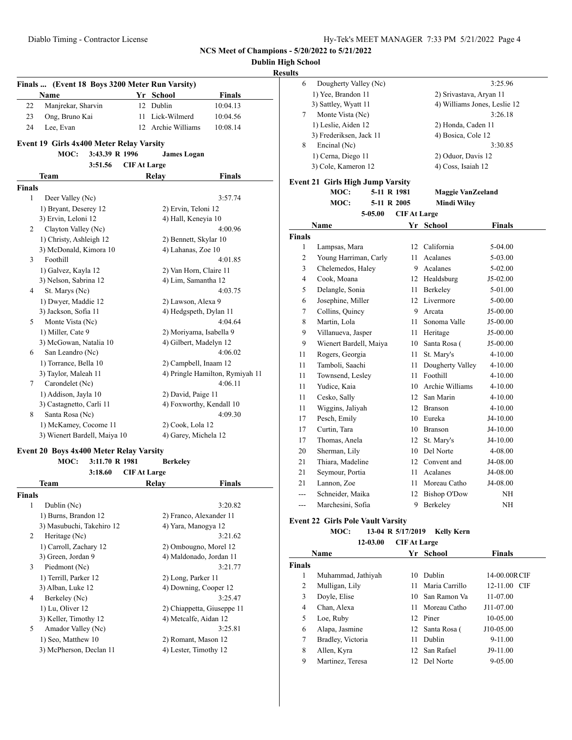## NCS Meet of Champions - 5/20/2022 to 5/21/2022

**Dublin High School**

**Results**

### Finals ... (Event 18 Boys 3200 Meter Run Varsity)

| | Name | Yr | School | Finals |
|---|---|---|---|---|
| 22 | Manjrekar, Sharvin | 12 | Dublin | 10:04.13 |
| 23 | Ong, Bruno Kai | 11 | Lick-Wilmerd | 10:04.56 |
| 24 | Lee, Evan | 12 | Archie Williams | 10:08.14 |

### Event 19 Girls 4x400 Meter Relay Varsity

MOC: 3:43.39 R 1996 James Logan

3:51.56 CIF At Large

| | Team | Relay | Finals |
|---|---|---|---|
| **Finals** | | | |
| 1 | Deer Valley (Nc) | | 3:57.74 |
| | 1) Bryant, Deserey 12 | 2) Ervin, Teloni 12 | |
| | 3) Ervin, Leloni 12 | 4) Hall, Keneyia 10 | |
| 2 | Clayton Valley (Nc) | | 4:00.96 |
| | 1) Christy, Ashleigh 12 | 2) Bennett, Skylar 10 | |
| | 3) McDonald, Kimora 10 | 4) Lahanas, Zoe 10 | |
| 3 | Foothill | | 4:01.85 |
| | 1) Galvez, Kayla 12 | 2) Van Horn, Claire 11 | |
| | 3) Nelson, Sabrina 12 | 4) Lim, Samantha 12 | |
| 4 | St. Marys (Nc) | | 4:03.75 |
| | 1) Dwyer, Maddie 12 | 2) Lawson, Alexa 9 | |
| | 3) Jackson, Sofia 11 | 4) Hedgspeth, Dylan 11 | |
| 5 | Monte Vista (Nc) | | 4:04.64 |
| | 1) Miller, Cate 9 | 2) Moriyama, Isabella 9 | |
| | 3) McGowan, Natalia 10 | 4) Gilbert, Madelyn 12 | |
| 6 | San Leandro (Nc) | | 4:06.02 |
| | 1) Torrance, Bella 10 | 2) Campbell, Inaam 12 | |
| | 3) Taylor, Maleah 11 | 4) Pringle Hamilton, Rymiyah 11 | |
| 7 | Carondelet (Nc) | | 4:06.11 |
| | 1) Addison, Jayla 10 | 2) David, Paige 11 | |
| | 3) Castagnetto, Carli 11 | 4) Foxworthy, Kendall 10 | |
| 8 | Santa Rosa (Nc) | | 4:09.30 |
| | 1) McKamey, Cocome 11 | 2) Cook, Lola 12 | |
| | 3) Wienert Bardell, Maiya 10 | 4) Garey, Michela 12 | |

### Event 20 Boys 4x400 Meter Relay Varsity

MOC: 3:11.70 R 1981 Berkeley

3:18.60 CIF At Large

| | Team | Relay | Finals |
|---|---|---|---|
| **Finals** | | | |
| 1 | Dublin (Nc) | | 3:20.82 |
| | 1) Burns, Brandon 12 | 2) Franco, Alexander 11 | |
| | 3) Masubuchi, Takehiro 12 | 4) Yara, Manogya 12 | |
| 2 | Heritage (Nc) | | 3:21.62 |
| | 1) Carroll, Zachary 12 | 2) Ombougno, Morel 12 | |
| | 3) Green, Jordan 9 | 4) Maldonado, Jordan 11 | |
| 3 | Piedmont (Nc) | | 3:21.77 |
| | 1) Terrill, Parker 12 | 2) Long, Parker 11 | |
| | 3) Alban, Luke 12 | 4) Downing, Cooper 12 | |
| 4 | Berkeley (Nc) | | 3:25.47 |
| | 1) Lu, Oliver 12 | 2) Chiappetta, Giuseppe 11 | |
| | 3) Keller, Timothy 12 | 4) Metcalfe, Aidan 12 | |
| 5 | Amador Valley (Nc) | | 3:25.81 |
| | 1) Seo, Matthew 10 | 2) Romant, Mason 12 | |
| | 3) McPherson, Declan 11 | 4) Lester, Timothy 12 | |
| 6 | Dougherty Valley (Nc) | | 3:25.96 |
| | 1) Yee, Brandon 11 | 2) Srivastava, Aryan 11 | |
| | 3) Sattley, Wyatt 11 | 4) Williams Jones, Leslie 12 | |
| 7 | Monte Vista (Nc) | | 3:26.18 |
| | 1) Leslie, Aiden 12 | 2) Honda, Caden 11 | |
| | 3) Frederiksen, Jack 11 | 4) Bosica, Cole 12 | |
| 8 | Encinal (Nc) | | 3:30.85 |
| | 1) Cerna, Diego 11 | 2) Oduor, Davis 12 | |
| | 3) Cole, Kameron 12 | 4) Coss, Isaiah 12 | |

### Event 21 Girls High Jump Varsity

MOC: 5-11 R 1981 Maggie VanZeeland

MOC: 5-11 R 2005 Mindi Wiley

5-05.00 CIF At Large

| | Name | Yr | School | Finals |
|---|---|---|---|---|
| **Finals** | | | | |
| 1 | Lampsas, Mara | 12 | California | 5-04.00 |
| 2 | Young Harriman, Carly | 11 | Acalanes | 5-03.00 |
| 3 | Chelemedos, Haley | 9 | Acalanes | 5-02.00 |
| 4 | Cook, Moana | 12 | Healdsburg | J5-02.00 |
| 5 | Delangle, Sonia | 11 | Berkeley | 5-01.00 |
| 6 | Josephine, Miller | 12 | Livermore | 5-00.00 |
| 7 | Collins, Quincy | 9 | Arcata | J5-00.00 |
| 8 | Martin, Lola | 11 | Sonoma Valle | J5-00.00 |
| 9 | Villanueva, Jasper | 11 | Heritage | J5-00.00 |
| 9 | Wienert Bardell, Maiya | 10 | Santa Rosa ( | J5-00.00 |
| 11 | Rogers, Georgia | 11 | St. Mary's | 4-10.00 |
| 11 | Tamboli, Saachi | 11 | Dougherty Valley | 4-10.00 |
| 11 | Townsend, Lesley | 11 | Foothill | 4-10.00 |
| 11 | Yudice, Kaia | 10 | Archie Williams | 4-10.00 |
| 11 | Cesko, Sally | 12 | San Marin | 4-10.00 |
| 11 | Wiggins, Jaliyah | 12 | Branson | 4-10.00 |
| 17 | Pesch, Emily | 10 | Eureka | J4-10.00 |
| 17 | Curtin, Tara | 10 | Branson | J4-10.00 |
| 17 | Thomas, Anela | 12 | St. Mary's | J4-10.00 |
| 20 | Sherman, Lily | 10 | Del Norte | 4-08.00 |
| 21 | Thiara, Madeline | 12 | Convent and | J4-08.00 |
| 21 | Seymour, Portia | 11 | Acalanes | J4-08.00 |
| 21 | Lannon, Zoe | 11 | Moreau Catho | J4-08.00 |
| --- | Schneider, Maika | 12 | Bishop O'Dow | NH |
| --- | Marchesini, Sofia | 9 | Berkeley | NH |

### Event 22 Girls Pole Vault Varsity

MOC: 13-04 R 5/17/2019 Kelly Kern

12-03.00 CIF At Large

| | Name | Yr | School | Finals |
|---|---|---|---|---|
| **Finals** | | | | |
| 1 | Muhammad, Jathiyah | 10 | Dublin | 14-00.00R CIF |
| 2 | Mulligan, Lily | 11 | Maria Carrillo | 12-11.00 CIF |
| 3 | Doyle, Elise | 10 | San Ramon Va | 11-07.00 |
| 4 | Chan, Alexa | 11 | Moreau Catho | J11-07.00 |
| 5 | Loe, Ruby | 12 | Piner | 10-05.00 |
| 6 | Alapa, Jasmine | 12 | Santa Rosa ( | J10-05.00 |
| 7 | Bradley, Victoria | 11 | Dublin | 9-11.00 |
| 8 | Allen, Kyra | 12 | San Rafael | J9-11.00 |
| 9 | Martinez, Teresa | 12 | Del Norte | 9-05.00 |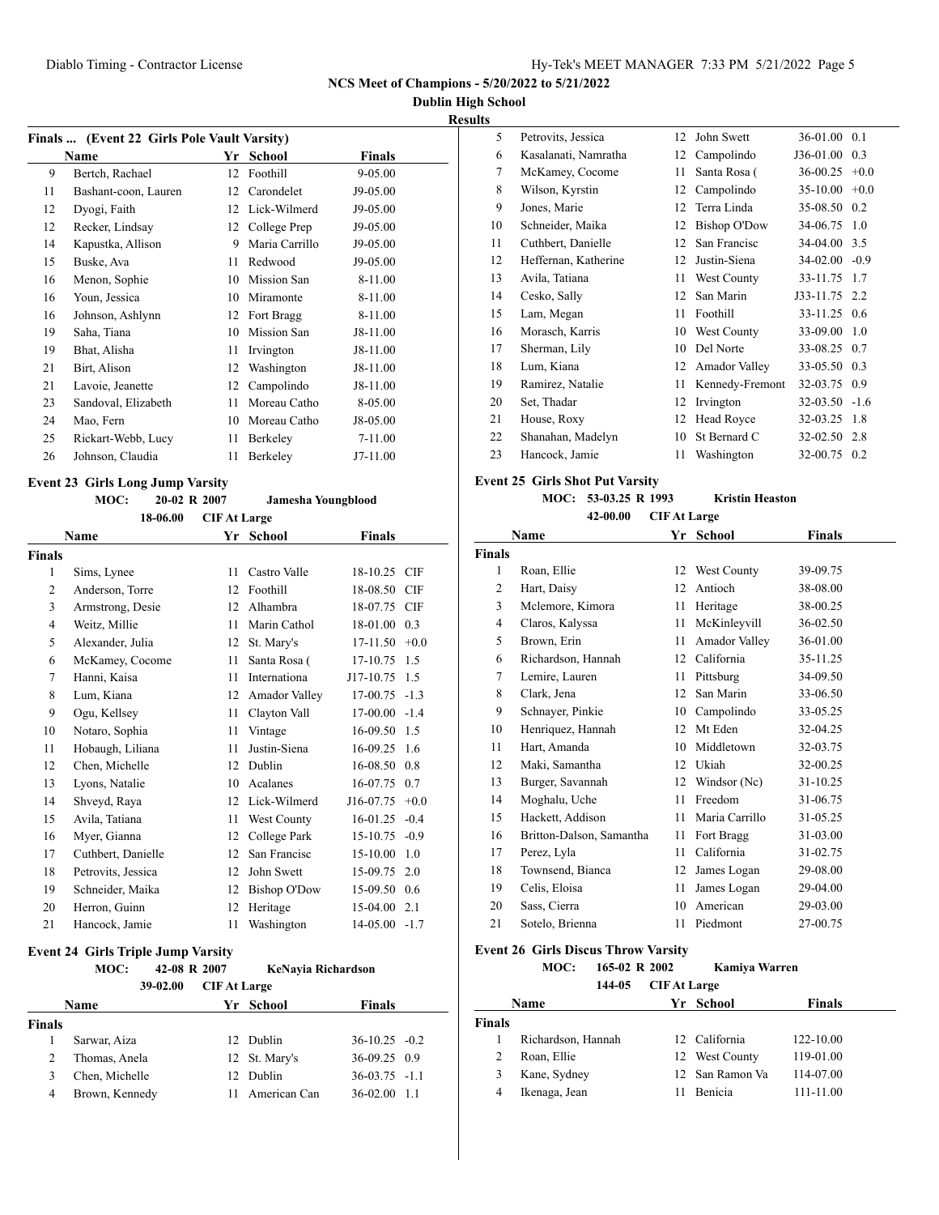# NCS Meet of Champions - 5/20/2022 to 5/21/2022

## Dublin High School

## Results

### Finals ... (Event 22 Girls Pole Vault Varsity)

| | Name | Yr | School | Finals |
|---|---|---|---|---|
| 9 | Bertch, Rachael | 12 | Foothill | 9-05.00 |
| 11 | Bashant-coon, Lauren | 12 | Carondelet | J9-05.00 |
| 12 | Dyogi, Faith | 12 | Lick-Wilmerd | J9-05.00 |
| 12 | Recker, Lindsay | 12 | College Prep | J9-05.00 |
| 14 | Kapustka, Allison | 9 | Maria Carrillo | J9-05.00 |
| 15 | Buske, Ava | 11 | Redwood | J9-05.00 |
| 16 | Menon, Sophie | 10 | Mission San | 8-11.00 |
| 16 | Youn, Jessica | 10 | Miramonte | 8-11.00 |
| 16 | Johnson, Ashlynn | 12 | Fort Bragg | 8-11.00 |
| 19 | Saha, Tiana | 10 | Mission San | J8-11.00 |
| 19 | Bhat, Alisha | 11 | Irvington | J8-11.00 |
| 21 | Birt, Alison | 12 | Washington | J8-11.00 |
| 21 | Lavoie, Jeanette | 12 | Campolindo | J8-11.00 |
| 23 | Sandoval, Elizabeth | 11 | Moreau Catho | 8-05.00 |
| 24 | Mao, Fern | 10 | Moreau Catho | J8-05.00 |
| 25 | Rickart-Webb, Lucy | 11 | Berkeley | 7-11.00 |
| 26 | Johnson, Claudia | 11 | Berkeley | J7-11.00 |

### Event 23 Girls Long Jump Varsity

MOC: 20-02 R 2007 Jamesha Youngblood
18-06.00 CIF At Large

| | Name | Yr | School | Finals | |
|---|---|---|---|---|---|
| **Finals** | | | | | |
| 1 | Sims, Lynee | 11 | Castro Valle | 18-10.25 | CIF |
| 2 | Anderson, Torre | 12 | Foothill | 18-08.50 | CIF |
| 3 | Armstrong, Desie | 12 | Alhambra | 18-07.75 | CIF |
| 4 | Weitz, Millie | 11 | Marin Cathol | 18-01.00 | 0.3 |
| 5 | Alexander, Julia | 12 | St. Mary's | 17-11.50 | +0.0 |
| 6 | McKamey, Cocome | 11 | Santa Rosa ( | 17-10.75 | 1.5 |
| 7 | Hanni, Kaisa | 11 | Internationa | J17-10.75 | 1.5 |
| 8 | Lum, Kiana | 12 | Amador Valley | 17-00.75 | -1.3 |
| 9 | Ogu, Kellsey | 11 | Clayton Vall | 17-00.00 | -1.4 |
| 10 | Notaro, Sophia | 11 | Vintage | 16-09.50 | 1.5 |
| 11 | Hobaugh, Liliana | 11 | Justin-Siena | 16-09.25 | 1.6 |
| 12 | Chen, Michelle | 12 | Dublin | 16-08.50 | 0.8 |
| 13 | Lyons, Natalie | 10 | Acalanes | 16-07.75 | 0.7 |
| 14 | Shveyd, Raya | 12 | Lick-Wilmerd | J16-07.75 | +0.0 |
| 15 | Avila, Tatiana | 11 | West County | 16-01.25 | -0.4 |
| 16 | Myer, Gianna | 12 | College Park | 15-10.75 | -0.9 |
| 17 | Cuthbert, Danielle | 12 | San Francisc | 15-10.00 | 1.0 |
| 18 | Petrovits, Jessica | 12 | John Swett | 15-09.75 | 2.0 |
| 19 | Schneider, Maika | 12 | Bishop O'Dow | 15-09.50 | 0.6 |
| 20 | Herron, Guinn | 12 | Heritage | 15-04.00 | 2.1 |
| 21 | Hancock, Jamie | 11 | Washington | 14-05.00 | -1.7 |

### Event 24 Girls Triple Jump Varsity

MOC: 42-08 R 2007 KeNayia Richardson
39-02.00 CIF At Large

| | Name | Yr | School | Finals | |
|---|---|---|---|---|---|
| **Finals** | | | | | |
| 1 | Sarwar, Aiza | 12 | Dublin | 36-10.25 | -0.2 |
| 2 | Thomas, Anela | 12 | St. Mary's | 36-09.25 | 0.9 |
| 3 | Chen, Michelle | 12 | Dublin | 36-03.75 | -1.1 |
| 4 | Brown, Kennedy | 11 | American Can | 36-02.00 | 1.1 |
| 5 | Petrovits, Jessica | 12 | John Swett | 36-01.00 | 0.1 |
| 6 | Kasalanati, Namratha | 12 | Campolindo | J36-01.00 | 0.3 |
| 7 | McKamey, Cocome | 11 | Santa Rosa ( | 36-00.25 | +0.0 |
| 8 | Wilson, Kyrstin | 12 | Campolindo | 35-10.00 | +0.0 |
| 9 | Jones, Marie | 12 | Terra Linda | 35-08.50 | 0.2 |
| 10 | Schneider, Maika | 12 | Bishop O'Dow | 34-06.75 | 1.0 |
| 11 | Cuthbert, Danielle | 12 | San Francisc | 34-04.00 | 3.5 |
| 12 | Heffernan, Katherine | 12 | Justin-Siena | 34-02.00 | -0.9 |
| 13 | Avila, Tatiana | 11 | West County | 33-11.75 | 1.7 |
| 14 | Cesko, Sally | 12 | San Marin | J33-11.75 | 2.2 |
| 15 | Lam, Megan | 11 | Foothill | 33-11.25 | 0.6 |
| 16 | Morasch, Karris | 10 | West County | 33-09.00 | 1.0 |
| 17 | Sherman, Lily | 10 | Del Norte | 33-08.25 | 0.7 |
| 18 | Lum, Kiana | 12 | Amador Valley | 33-05.50 | 0.3 |
| 19 | Ramirez, Natalie | 11 | Kennedy-Fremont | 32-03.75 | 0.9 |
| 20 | Set, Thadar | 12 | Irvington | 32-03.50 | -1.6 |
| 21 | House, Roxy | 12 | Head Royce | 32-03.25 | 1.8 |
| 22 | Shanahan, Madelyn | 10 | St Bernard C | 32-02.50 | 2.8 |
| 23 | Hancock, Jamie | 11 | Washington | 32-00.75 | 0.2 |

### Event 25 Girls Shot Put Varsity

MOC: 53-03.25 R 1993 Kristin Heaston
42-00.00 CIF At Large

| | Name | Yr | School | Finals |
|---|---|---|---|---|
| **Finals** | | | | |
| 1 | Roan, Ellie | 12 | West County | 39-09.75 |
| 2 | Hart, Daisy | 12 | Antioch | 38-08.00 |
| 3 | Mclemore, Kimora | 11 | Heritage | 38-00.25 |
| 4 | Claros, Kalyssa | 11 | McKinleyvill | 36-02.50 |
| 5 | Brown, Erin | 11 | Amador Valley | 36-01.00 |
| 6 | Richardson, Hannah | 12 | California | 35-11.25 |
| 7 | Lemire, Lauren | 11 | Pittsburg | 34-09.50 |
| 8 | Clark, Jena | 12 | San Marin | 33-06.50 |
| 9 | Schnayer, Pinkie | 10 | Campolindo | 33-05.25 |
| 10 | Henriquez, Hannah | 12 | Mt Eden | 32-04.25 |
| 11 | Hart, Amanda | 10 | Middletown | 32-03.75 |
| 12 | Maki, Samantha | 12 | Ukiah | 32-00.25 |
| 13 | Burger, Savannah | 12 | Windsor (Nc) | 31-10.25 |
| 14 | Moghalu, Uche | 11 | Freedom | 31-06.75 |
| 15 | Hackett, Addison | 11 | Maria Carrillo | 31-05.25 |
| 16 | Britton-Dalson, Samantha | 11 | Fort Bragg | 31-03.00 |
| 17 | Perez, Lyla | 11 | California | 31-02.75 |
| 18 | Townsend, Bianca | 12 | James Logan | 29-08.00 |
| 19 | Celis, Eloisa | 11 | James Logan | 29-04.00 |
| 20 | Sass, Cierra | 10 | American | 29-03.00 |
| 21 | Sotelo, Brienna | 11 | Piedmont | 27-00.75 |

### Event 26 Girls Discus Throw Varsity

MOC: 165-02 R 2002 Kamiya Warren
144-05 CIF At Large

| | Name | Yr | School | Finals |
|---|---|---|---|---|
| **Finals** | | | | |
| 1 | Richardson, Hannah | 12 | California | 122-10.00 |
| 2 | Roan, Ellie | 12 | West County | 119-01.00 |
| 3 | Kane, Sydney | 12 | San Ramon Va | 114-07.00 |
| 4 | Ikenaga, Jean | 11 | Benicia | 111-11.00 |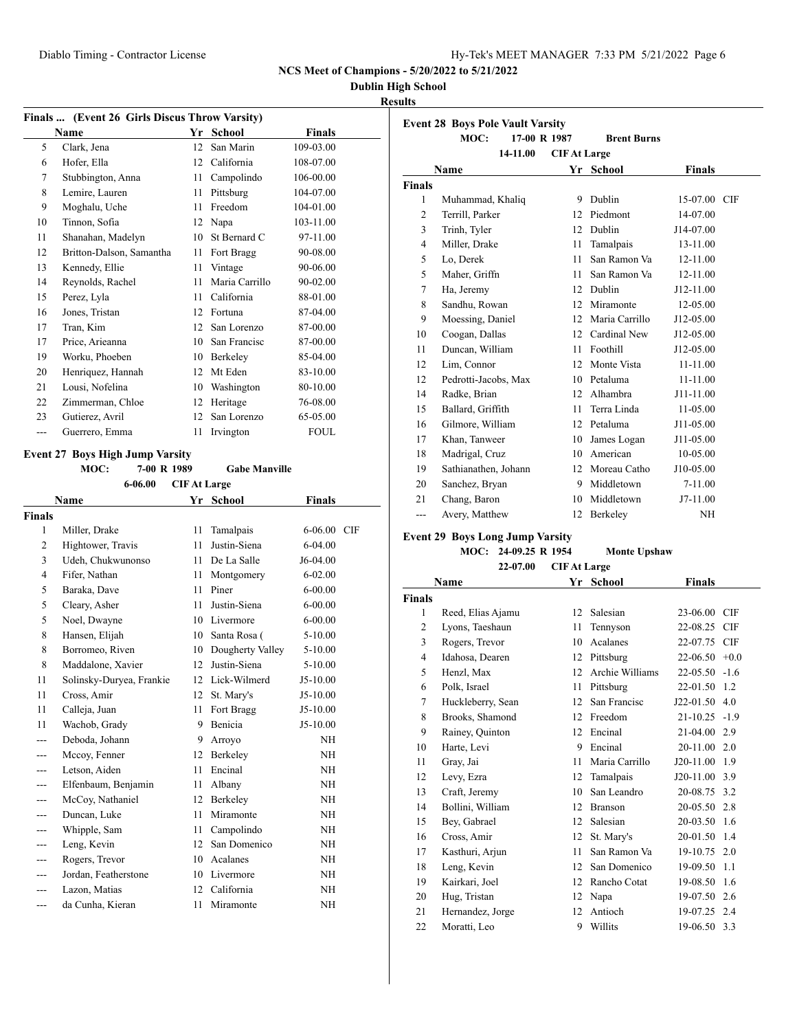## NCS Meet of Champions - 5/20/2022 to 5/21/2022

**Dublin High School**

**Results**

### Finals ... (Event 26 Girls Discus Throw Varsity)

| | Name | Yr | School | Finals |
|---|---|---|---|---|
| 5 | Clark, Jena | 12 | San Marin | 109-03.00 |
| 6 | Hofer, Ella | 12 | California | 108-07.00 |
| 7 | Stubbington, Anna | 11 | Campolindo | 106-00.00 |
| 8 | Lemire, Lauren | 11 | Pittsburg | 104-07.00 |
| 9 | Moghalu, Uche | 11 | Freedom | 104-01.00 |
| 10 | Tinnon, Sofia | 12 | Napa | 103-11.00 |
| 11 | Shanahan, Madelyn | 10 | St Bernard C | 97-11.00 |
| 12 | Britton-Dalson, Samantha | 11 | Fort Bragg | 90-08.00 |
| 13 | Kennedy, Ellie | 11 | Vintage | 90-06.00 |
| 14 | Reynolds, Rachel | 11 | Maria Carrillo | 90-02.00 |
| 15 | Perez, Lyla | 11 | California | 88-01.00 |
| 16 | Jones, Tristan | 12 | Fortuna | 87-04.00 |
| 17 | Tran, Kim | 12 | San Lorenzo | 87-00.00 |
| 17 | Price, Arieanna | 10 | San Francisc | 87-00.00 |
| 19 | Worku, Phoeben | 10 | Berkeley | 85-04.00 |
| 20 | Henriquez, Hannah | 12 | Mt Eden | 83-10.00 |
| 21 | Lousi, Nofelina | 10 | Washington | 80-10.00 |
| 22 | Zimmerman, Chloe | 12 | Heritage | 76-08.00 |
| 23 | Gutierez, Avril | 12 | San Lorenzo | 65-05.00 |
| --- | Guerrero, Emma | 11 | Irvington | FOUL |

### Event 27 Boys High Jump Varsity

MOC: 7-00 R 1989 Gabe Manville

6-06.00 CIF At Large

| | Name | Yr | School | Finals | |
|---|---|---|---|---|---|
| **Finals** | | | | | |
| 1 | Miller, Drake | 11 | Tamalpais | 6-06.00 | CIF |
| 2 | Hightower, Travis | 11 | Justin-Siena | 6-04.00 | |
| 3 | Udeh, Chukwunonso | 11 | De La Salle | J6-04.00 | |
| 4 | Fifer, Nathan | 11 | Montgomery | 6-02.00 | |
| 5 | Baraka, Dave | 11 | Piner | 6-00.00 | |
| 5 | Cleary, Asher | 11 | Justin-Siena | 6-00.00 | |
| 5 | Noel, Dwayne | 10 | Livermore | 6-00.00 | |
| 8 | Hansen, Elijah | 10 | Santa Rosa ( | 5-10.00 | |
| 8 | Borromeo, Riven | 10 | Dougherty Valley | 5-10.00 | |
| 8 | Maddalone, Xavier | 12 | Justin-Siena | 5-10.00 | |
| 11 | Solinsky-Duryea, Frankie | 12 | Lick-Wilmerd | J5-10.00 | |
| 11 | Cross, Amir | 12 | St. Mary's | J5-10.00 | |
| 11 | Calleja, Juan | 11 | Fort Bragg | J5-10.00 | |
| 11 | Wachob, Grady | 9 | Benicia | J5-10.00 | |
| --- | Deboda, Johann | 9 | Arroyo | NH | |
| --- | Mccoy, Fenner | 12 | Berkeley | NH | |
| --- | Letson, Aiden | 11 | Encinal | NH | |
| --- | Elfenbaum, Benjamin | 11 | Albany | NH | |
| --- | McCoy, Nathaniel | 12 | Berkeley | NH | |
| --- | Duncan, Luke | 11 | Miramonte | NH | |
| --- | Whipple, Sam | 11 | Campolindo | NH | |
| --- | Leng, Kevin | 12 | San Domenico | NH | |
| --- | Rogers, Trevor | 10 | Acalanes | NH | |
| --- | Jordan, Featherstone | 10 | Livermore | NH | |
| --- | Lazon, Matias | 12 | California | NH | |
| --- | da Cunha, Kieran | 11 | Miramonte | NH | |

### Event 28 Boys Pole Vault Varsity

MOC: 17-00 R 1987 Brent Burns

14-11.00 CIF At Large

| | Name | Yr | School | Finals | |
|---|---|---|---|---|---|
| **Finals** | | | | | |
| 1 | Muhammad, Khaliq | 9 | Dublin | 15-07.00 | CIF |
| 2 | Terrill, Parker | 12 | Piedmont | 14-07.00 | |
| 3 | Trinh, Tyler | 12 | Dublin | J14-07.00 | |
| 4 | Miller, Drake | 11 | Tamalpais | 13-11.00 | |
| 5 | Lo, Derek | 11 | San Ramon Va | 12-11.00 | |
| 5 | Maher, Griffn | 11 | San Ramon Va | 12-11.00 | |
| 7 | Ha, Jeremy | 12 | Dublin | J12-11.00 | |
| 8 | Sandhu, Rowan | 12 | Miramonte | 12-05.00 | |
| 9 | Moessing, Daniel | 12 | Maria Carrillo | J12-05.00 | |
| 10 | Coogan, Dallas | 12 | Cardinal New | J12-05.00 | |
| 11 | Duncan, William | 11 | Foothill | J12-05.00 | |
| 12 | Lim, Connor | 12 | Monte Vista | 11-11.00 | |
| 12 | Pedrotti-Jacobs, Max | 10 | Petaluma | 11-11.00 | |
| 14 | Radke, Brian | 12 | Alhambra | J11-11.00 | |
| 15 | Ballard, Griffith | 11 | Terra Linda | 11-05.00 | |
| 16 | Gilmore, William | 12 | Petaluma | J11-05.00 | |
| 17 | Khan, Tanweer | 10 | James Logan | J11-05.00 | |
| 18 | Madrigal, Cruz | 10 | American | 10-05.00 | |
| 19 | Sathianathen, Johann | 12 | Moreau Catho | J10-05.00 | |
| 20 | Sanchez, Bryan | 9 | Middletown | 7-11.00 | |
| 21 | Chang, Baron | 10 | Middletown | J7-11.00 | |
| --- | Avery, Matthew | 12 | Berkeley | NH | |

### Event 29 Boys Long Jump Varsity

MOC: 24-09.25 R 1954 Monte Upshaw

22-07.00 CIF At Large

| | Name | Yr | School | Finals | |
|---|---|---|---|---|---|
| **Finals** | | | | | |
| 1 | Reed, Elias Ajamu | 12 | Salesian | 23-06.00 | CIF |
| 2 | Lyons, Taeshaun | 11 | Tennyson | 22-08.25 | CIF |
| 3 | Rogers, Trevor | 10 | Acalanes | 22-07.75 | CIF |
| 4 | Idahosa, Dearen | 12 | Pittsburg | 22-06.50 | +0.0 |
| 5 | Henzl, Max | 12 | Archie Williams | 22-05.50 | -1.6 |
| 6 | Polk, Israel | 11 | Pittsburg | 22-01.50 | 1.2 |
| 7 | Huckleberry, Sean | 12 | San Francisc | J22-01.50 | 4.0 |
| 8 | Brooks, Shamond | 12 | Freedom | 21-10.25 | -1.9 |
| 9 | Rainey, Quinton | 12 | Encinal | 21-04.00 | 2.9 |
| 10 | Harte, Levi | 9 | Encinal | 20-11.00 | 2.0 |
| 11 | Gray, Jai | 11 | Maria Carrillo | J20-11.00 | 1.9 |
| 12 | Levy, Ezra | 12 | Tamalpais | J20-11.00 | 3.9 |
| 13 | Craft, Jeremy | 10 | San Leandro | 20-08.75 | 3.2 |
| 14 | Bollini, William | 12 | Branson | 20-05.50 | 2.8 |
| 15 | Bey, Gabrael | 12 | Salesian | 20-03.50 | 1.6 |
| 16 | Cross, Amir | 12 | St. Mary's | 20-01.50 | 1.4 |
| 17 | Kasthuri, Arjun | 11 | San Ramon Va | 19-10.75 | 2.0 |
| 18 | Leng, Kevin | 12 | San Domenico | 19-09.50 | 1.1 |
| 19 | Kairkari, Joel | 12 | Rancho Cotat | 19-08.50 | 1.6 |
| 20 | Hug, Tristan | 12 | Napa | 19-07.50 | 2.6 |
| 21 | Hernandez, Jorge | 12 | Antioch | 19-07.25 | 2.4 |
| 22 | Moratti, Leo | 9 | Willits | 19-06.50 | 3.3 |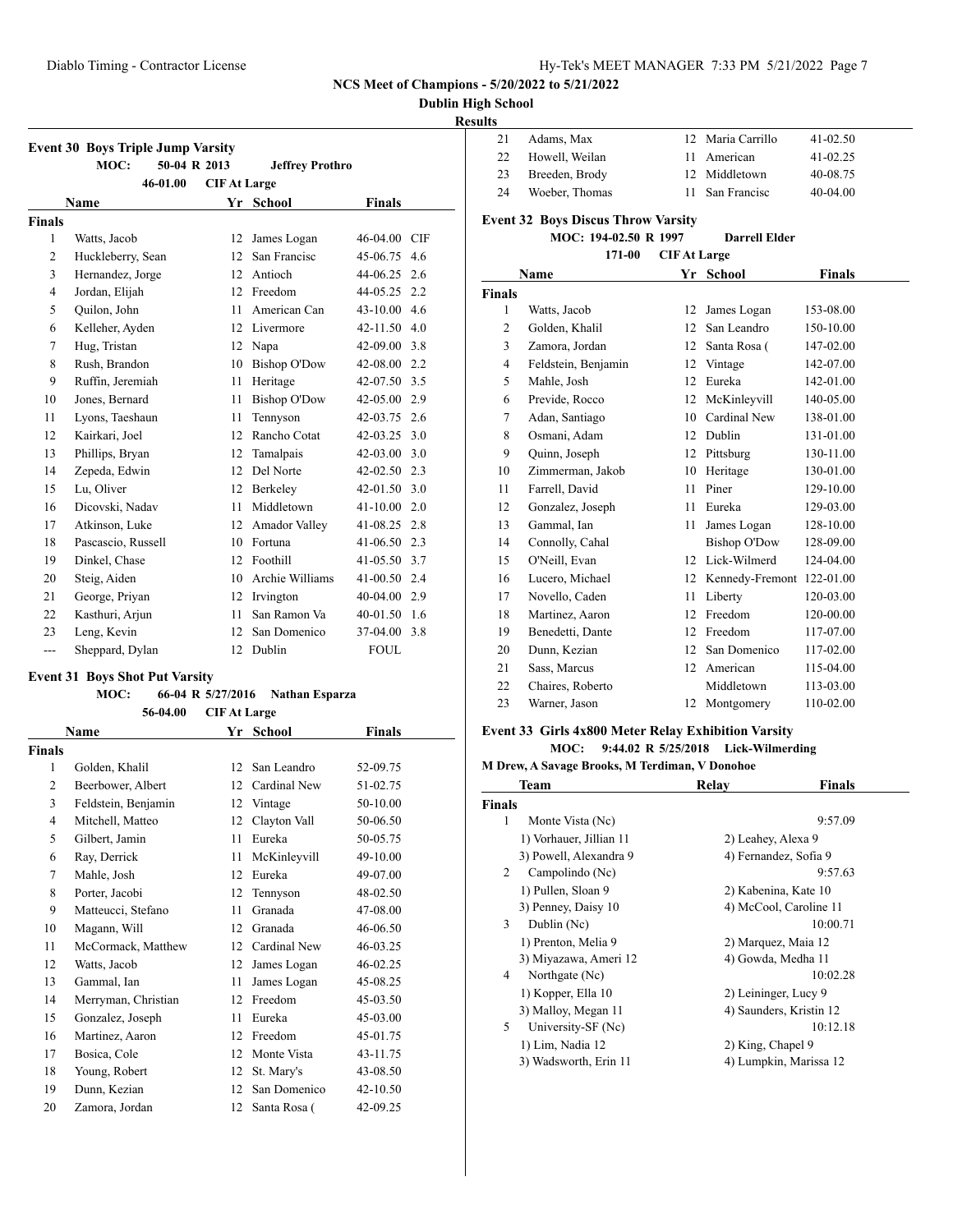NCS Meet of Champions - 5/20/2022 to 5/21/2022

Dublin High School

Results

### Event 30 Boys Triple Jump Varsity

MOC: 50-04 R 2013 Jeffrey Prothro

46-01.00 CIF At Large

| | Name | Yr | School | Finals | |
|---|---|---|---|---|---|
| **Finals** | | | | | |
| 1 | Watts, Jacob | 12 | James Logan | 46-04.00 | CIF |
| 2 | Huckleberry, Sean | 12 | San Francisc | 45-06.75 | 4.6 |
| 3 | Hernandez, Jorge | 12 | Antioch | 44-06.25 | 2.6 |
| 4 | Jordan, Elijah | 12 | Freedom | 44-05.25 | 2.2 |
| 5 | Quilon, John | 11 | American Can | 43-10.00 | 4.6 |
| 6 | Kelleher, Ayden | 12 | Livermore | 42-11.50 | 4.0 |
| 7 | Hug, Tristan | 12 | Napa | 42-09.00 | 3.8 |
| 8 | Rush, Brandon | 10 | Bishop O'Dow | 42-08.00 | 2.2 |
| 9 | Ruffin, Jeremiah | 11 | Heritage | 42-07.50 | 3.5 |
| 10 | Jones, Bernard | 11 | Bishop O'Dow | 42-05.00 | 2.9 |
| 11 | Lyons, Taeshaun | 11 | Tennyson | 42-03.75 | 2.6 |
| 12 | Kairkari, Joel | 12 | Rancho Cotat | 42-03.25 | 3.0 |
| 13 | Phillips, Bryan | 12 | Tamalpais | 42-03.00 | 3.0 |
| 14 | Zepeda, Edwin | 12 | Del Norte | 42-02.50 | 2.3 |
| 15 | Lu, Oliver | 12 | Berkeley | 42-01.50 | 3.0 |
| 16 | Dicovski, Nadav | 11 | Middletown | 41-10.00 | 2.0 |
| 17 | Atkinson, Luke | 12 | Amador Valley | 41-08.25 | 2.8 |
| 18 | Pascascio, Russell | 10 | Fortuna | 41-06.50 | 2.3 |
| 19 | Dinkel, Chase | 12 | Foothill | 41-05.50 | 3.7 |
| 20 | Steig, Aiden | 10 | Archie Williams | 41-00.50 | 2.4 |
| 21 | George, Priyan | 12 | Irvington | 40-04.00 | 2.9 |
| 22 | Kasthuri, Arjun | 11 | San Ramon Va | 40-01.50 | 1.6 |
| 23 | Leng, Kevin | 12 | San Domenico | 37-04.00 | 3.8 |
| --- | Sheppard, Dylan | 12 | Dublin | FOUL | |

### Event 31 Boys Shot Put Varsity

MOC: 66-04 R 5/27/2016 Nathan Esparza

56-04.00 CIF At Large

| | Name | Yr | School | Finals |
|---|---|---|---|---|
| **Finals** | | | | |
| 1 | Golden, Khalil | 12 | San Leandro | 52-09.75 |
| 2 | Beerbower, Albert | 12 | Cardinal New | 51-02.75 |
| 3 | Feldstein, Benjamin | 12 | Vintage | 50-10.00 |
| 4 | Mitchell, Matteo | 12 | Clayton Vall | 50-06.50 |
| 5 | Gilbert, Jamin | 11 | Eureka | 50-05.75 |
| 6 | Ray, Derrick | 11 | McKinleyvill | 49-10.00 |
| 7 | Mahle, Josh | 12 | Eureka | 49-07.00 |
| 8 | Porter, Jacobi | 12 | Tennyson | 48-02.50 |
| 9 | Matteucci, Stefano | 11 | Granada | 47-08.00 |
| 10 | Magann, Will | 12 | Granada | 46-06.50 |
| 11 | McCormack, Matthew | 12 | Cardinal New | 46-03.25 |
| 12 | Watts, Jacob | 12 | James Logan | 46-02.25 |
| 13 | Gammal, Ian | 11 | James Logan | 45-08.25 |
| 14 | Merryman, Christian | 12 | Freedom | 45-03.50 |
| 15 | Gonzalez, Joseph | 11 | Eureka | 45-03.00 |
| 16 | Martinez, Aaron | 12 | Freedom | 45-01.75 |
| 17 | Bosica, Cole | 12 | Monte Vista | 43-11.75 |
| 18 | Young, Robert | 12 | St. Mary's | 43-08.50 |
| 19 | Dunn, Kezian | 12 | San Domenico | 42-10.50 |
| 20 | Zamora, Jordan | 12 | Santa Rosa ( | 42-09.25 |
| 21 | Adams, Max | 12 | Maria Carrillo | 41-02.50 |
| 22 | Howell, Weilan | 11 | American | 41-02.25 |
| 23 | Breeden, Brody | 12 | Middletown | 40-08.75 |
| 24 | Woeber, Thomas | 11 | San Francisc | 40-04.00 |

### Event 32 Boys Discus Throw Varsity

MOC: 194-02.50 R 1997 Darrell Elder

171-00 CIF At Large

| | Name | Yr | School | Finals |
|---|---|---|---|---|
| **Finals** | | | | |
| 1 | Watts, Jacob | 12 | James Logan | 153-08.00 |
| 2 | Golden, Khalil | 12 | San Leandro | 150-10.00 |
| 3 | Zamora, Jordan | 12 | Santa Rosa ( | 147-02.00 |
| 4 | Feldstein, Benjamin | 12 | Vintage | 142-07.00 |
| 5 | Mahle, Josh | 12 | Eureka | 142-01.00 |
| 6 | Previde, Rocco | 12 | McKinleyvill | 140-05.00 |
| 7 | Adan, Santiago | 10 | Cardinal New | 138-01.00 |
| 8 | Osmani, Adam | 12 | Dublin | 131-01.00 |
| 9 | Quinn, Joseph | 12 | Pittsburg | 130-11.00 |
| 10 | Zimmerman, Jakob | 10 | Heritage | 130-01.00 |
| 11 | Farrell, David | 11 | Piner | 129-10.00 |
| 12 | Gonzalez, Joseph | 11 | Eureka | 129-03.00 |
| 13 | Gammal, Ian | 11 | James Logan | 128-10.00 |
| 14 | Connolly, Cahal | | Bishop O'Dow | 128-09.00 |
| 15 | O'Neill, Evan | 12 | Lick-Wilmerd | 124-04.00 |
| 16 | Lucero, Michael | 12 | Kennedy-Fremont | 122-01.00 |
| 17 | Novello, Caden | 11 | Liberty | 120-03.00 |
| 18 | Martinez, Aaron | 12 | Freedom | 120-00.00 |
| 19 | Benedetti, Dante | 12 | Freedom | 117-07.00 |
| 20 | Dunn, Kezian | 12 | San Domenico | 117-02.00 |
| 21 | Sass, Marcus | 12 | American | 115-04.00 |
| 22 | Chaires, Roberto | | Middletown | 113-03.00 |
| 23 | Warner, Jason | 12 | Montgomery | 110-02.00 |

### Event 33 Girls 4x800 Meter Relay Exhibition Varsity

MOC: 9:44.02 R 5/25/2018 Lick-Wilmerding

M Drew, A Savage Brooks, M Terdiman, V Donohoe

| | Team | Relay | Finals |
|---|---|---|---|
| **Finals** | | | |
| 1 | Monte Vista (Nc) | | 9:57.09 |
| | 1) Vorhauer, Jillian 11 | 2) Leahey, Alexa 9 | |
| | 3) Powell, Alexandra 9 | 4) Fernandez, Sofia 9 | |
| 2 | Campolindo (Nc) | | 9:57.63 |
| | 1) Pullen, Sloan 9 | 2) Kabenina, Kate 10 | |
| | 3) Penney, Daisy 10 | 4) McCool, Caroline 11 | |
| 3 | Dublin (Nc) | | 10:00.71 |
| | 1) Prenton, Melia 9 | 2) Marquez, Maia 12 | |
| | 3) Miyazawa, Ameri 12 | 4) Gowda, Medha 11 | |
| 4 | Northgate (Nc) | | 10:02.28 |
| | 1) Kopper, Ella 10 | 2) Leininger, Lucy 9 | |
| | 3) Malloy, Megan 11 | 4) Saunders, Kristin 12 | |
| 5 | University-SF (Nc) | | 10:12.18 |
| | 1) Lim, Nadia 12 | 2) King, Chapel 9 | |
| | 3) Wadsworth, Erin 11 | 4) Lumpkin, Marissa 12 | |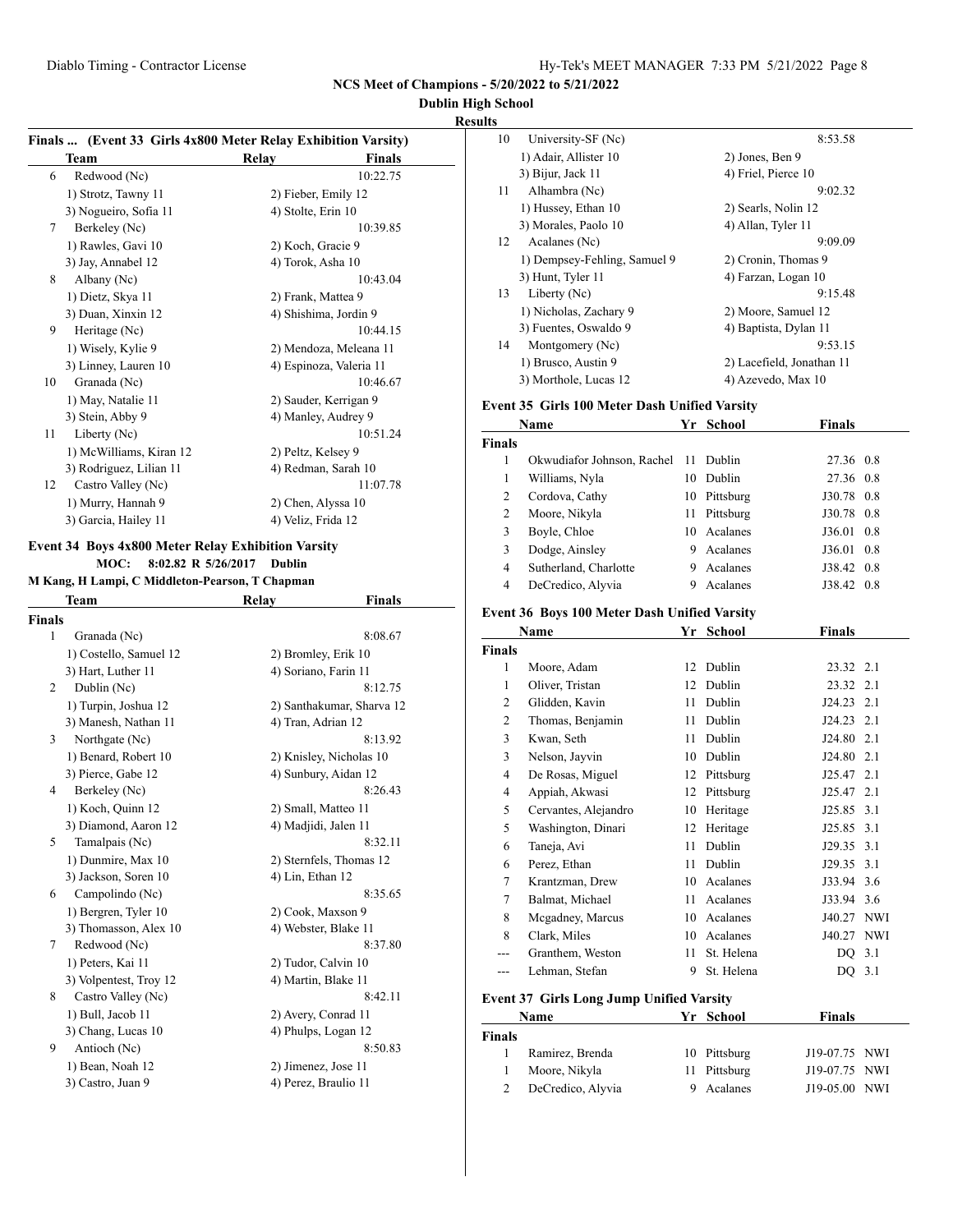## Results

### Finals ... (Event 33 Girls 4x800 Meter Relay Exhibition Varsity)

| | Team | Relay | Finals |
|---|---|---|---|
| 6 | Redwood (Nc) | | 10:22.75 |
| | 1) Strotz, Tawny 11 | 2) Fieber, Emily 12 | |
| | 3) Nogueiro, Sofia 11 | 4) Stolte, Erin 10 | |
| 7 | Berkeley (Nc) | | 10:39.85 |
| | 1) Rawles, Gavi 10 | 2) Koch, Gracie 9 | |
| | 3) Jay, Annabel 12 | 4) Torok, Asha 10 | |
| 8 | Albany (Nc) | | 10:43.04 |
| | 1) Dietz, Skya 11 | 2) Frank, Mattea 9 | |
| | 3) Duan, Xinxin 12 | 4) Shishima, Jordin 9 | |
| 9 | Heritage (Nc) | | 10:44.15 |
| | 1) Wisely, Kylie 9 | 2) Mendoza, Meleana 11 | |
| | 3) Linney, Lauren 10 | 4) Espinoza, Valeria 11 | |
| 10 | Granada (Nc) | | 10:46.67 |
| | 1) May, Natalie 11 | 2) Sauder, Kerrigan 9 | |
| | 3) Stein, Abby 9 | 4) Manley, Audrey 9 | |
| 11 | Liberty (Nc) | | 10:51.24 |
| | 1) McWilliams, Kiran 12 | 2) Peltz, Kelsey 9 | |
| | 3) Rodriguez, Lilian 11 | 4) Redman, Sarah 10 | |
| 12 | Castro Valley (Nc) | | 11:07.78 |
| | 1) Murry, Hannah 9 | 2) Chen, Alyssa 10 | |
| | 3) Garcia, Hailey 11 | 4) Veliz, Frida 12 | |

### Event 34 Boys 4x800 Meter Relay Exhibition Varsity

MOC: 8:02.82 R 5/26/2017 Dublin

M Kang, H Lampi, C Middleton-Pearson, T Chapman

| | Team | Relay | Finals |
|---|---|---|---|
| **Finals** | | | |
| 1 | Granada (Nc) | | 8:08.67 |
| | 1) Costello, Samuel 12 | 2) Bromley, Erik 10 | |
| | 3) Hart, Luther 11 | 4) Soriano, Farin 11 | |
| 2 | Dublin (Nc) | | 8:12.75 |
| | 1) Turpin, Joshua 12 | 2) Santhakumar, Sharva 12 | |
| | 3) Manesh, Nathan 11 | 4) Tran, Adrian 12 | |
| 3 | Northgate (Nc) | | 8:13.92 |
| | 1) Benard, Robert 10 | 2) Knisley, Nicholas 10 | |
| | 3) Pierce, Gabe 12 | 4) Sunbury, Aidan 12 | |
| 4 | Berkeley (Nc) | | 8:26.43 |
| | 1) Koch, Quinn 12 | 2) Small, Matteo 11 | |
| | 3) Diamond, Aaron 12 | 4) Madjidi, Jalen 11 | |
| 5 | Tamalpais (Nc) | | 8:32.11 |
| | 1) Dunmire, Max 10 | 2) Sternfels, Thomas 12 | |
| | 3) Jackson, Soren 10 | 4) Lin, Ethan 12 | |
| 6 | Campolindo (Nc) | | 8:35.65 |
| | 1) Bergren, Tyler 10 | 2) Cook, Maxson 9 | |
| | 3) Thomasson, Alex 10 | 4) Webster, Blake 11 | |
| 7 | Redwood (Nc) | | 8:37.80 |
| | 1) Peters, Kai 11 | 2) Tudor, Calvin 10 | |
| | 3) Volpentest, Troy 12 | 4) Martin, Blake 11 | |
| 8 | Castro Valley (Nc) | | 8:42.11 |
| | 1) Bull, Jacob 11 | 2) Avery, Conrad 11 | |
| | 3) Chang, Lucas 10 | 4) Phulps, Logan 12 | |
| 9 | Antioch (Nc) | | 8:50.83 |
| | 1) Bean, Noah 12 | 2) Jimenez, Jose 11 | |
| | 3) Castro, Juan 9 | 4) Perez, Braulio 11 | |
| 10 | University-SF (Nc) | | 8:53.58 |
| | 1) Adair, Allister 10 | 2) Jones, Ben 9 | |
| | 3) Bijur, Jack 11 | 4) Friel, Pierce 10 | |
| 11 | Alhambra (Nc) | | 9:02.32 |
| | 1) Hussey, Ethan 10 | 2) Searls, Nolin 12 | |
| | 3) Morales, Paolo 10 | 4) Allan, Tyler 11 | |
| 12 | Acalanes (Nc) | | 9:09.09 |
| | 1) Dempsey-Fehling, Samuel 9 | 2) Cronin, Thomas 9 | |
| | 3) Hunt, Tyler 11 | 4) Farzan, Logan 10 | |
| 13 | Liberty (Nc) | | 9:15.48 |
| | 1) Nicholas, Zachary 9 | 2) Moore, Samuel 12 | |
| | 3) Fuentes, Oswaldo 9 | 4) Baptista, Dylan 11 | |
| 14 | Montgomery (Nc) | | 9:53.15 |
| | 1) Brusco, Austin 9 | 2) Lacefield, Jonathan 11 | |
| | 3) Morthole, Lucas 12 | 4) Azevedo, Max 10 | |

### Event 35 Girls 100 Meter Dash Unified Varsity

| | Name | Yr | School | Finals | |
|---|---|---|---|---|---|
| **Finals** | | | | | |
| 1 | Okwudiafor Johnson, Rachel | 11 | Dublin | 27.36 | 0.8 |
| 1 | Williams, Nyla | 10 | Dublin | 27.36 | 0.8 |
| 2 | Cordova, Cathy | 10 | Pittsburg | J30.78 | 0.8 |
| 2 | Moore, Nikyla | 11 | Pittsburg | J30.78 | 0.8 |
| 3 | Boyle, Chloe | 10 | Acalanes | J36.01 | 0.8 |
| 3 | Dodge, Ainsley | 9 | Acalanes | J36.01 | 0.8 |
| 4 | Sutherland, Charlotte | 9 | Acalanes | J38.42 | 0.8 |
| 4 | DeCredico, Alyvia | 9 | Acalanes | J38.42 | 0.8 |

### Event 36 Boys 100 Meter Dash Unified Varsity

| | Name | Yr | School | Finals | |
|---|---|---|---|---|---|
| **Finals** | | | | | |
| 1 | Moore, Adam | 12 | Dublin | 23.32 | 2.1 |
| 1 | Oliver, Tristan | 12 | Dublin | 23.32 | 2.1 |
| 2 | Glidden, Kavin | 11 | Dublin | J24.23 | 2.1 |
| 2 | Thomas, Benjamin | 11 | Dublin | J24.23 | 2.1 |
| 3 | Kwan, Seth | 11 | Dublin | J24.80 | 2.1 |
| 3 | Nelson, Jayvin | 10 | Dublin | J24.80 | 2.1 |
| 4 | De Rosas, Miguel | 12 | Pittsburg | J25.47 | 2.1 |
| 4 | Appiah, Akwasi | 12 | Pittsburg | J25.47 | 2.1 |
| 5 | Cervantes, Alejandro | 10 | Heritage | J25.85 | 3.1 |
| 5 | Washington, Dinari | 12 | Heritage | J25.85 | 3.1 |
| 6 | Taneja, Avi | 11 | Dublin | J29.35 | 3.1 |
| 6 | Perez, Ethan | 11 | Dublin | J29.35 | 3.1 |
| 7 | Krantzman, Drew | 10 | Acalanes | J33.94 | 3.6 |
| 7 | Balmat, Michael | 11 | Acalanes | J33.94 | 3.6 |
| 8 | Mcgadney, Marcus | 10 | Acalanes | J40.27 | NWI |
| 8 | Clark, Miles | 10 | Acalanes | J40.27 | NWI |
| --- | Granthem, Weston | 11 | St. Helena | DQ | 3.1 |
| --- | Lehman, Stefan | 9 | St. Helena | DQ | 3.1 |

### Event 37 Girls Long Jump Unified Varsity

| | Name | Yr | School | Finals | |
|---|---|---|---|---|---|
| **Finals** | | | | | |
| 1 | Ramirez, Brenda | 10 | Pittsburg | J19-07.75 | NWI |
| 1 | Moore, Nikyla | 11 | Pittsburg | J19-07.75 | NWI |
| 2 | DeCredico, Alyvia | 9 | Acalanes | J19-05.00 | NWI |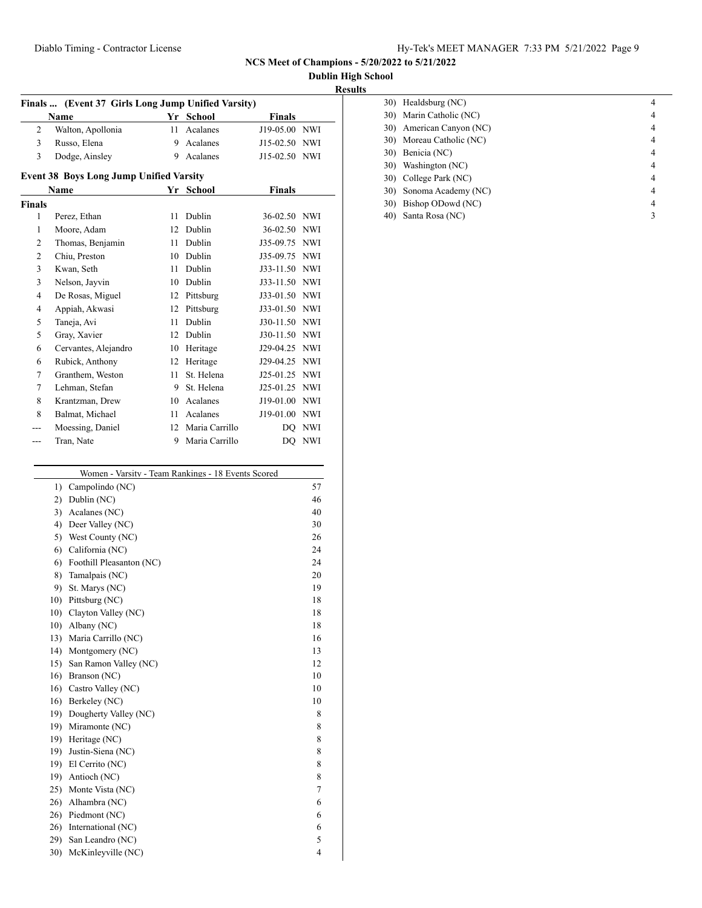**NCS Meet of Champions - 5/20/2022 to 5/21/2022**

**Dublin High School**

**Results**

### Finals ... (Event 37 Girls Long Jump Unified Varsity)

| | Name | Yr | School | Finals | |
|---|---|---|---|---|---|
| 2 | Walton, Apollonia | 11 | Acalanes | J19-05.00 | NWI |
| 3 | Russo, Elena | 9 | Acalanes | J15-02.50 | NWI |
| 3 | Dodge, Ainsley | 9 | Acalanes | J15-02.50 | NWI |

### Event 38 Boys Long Jump Unified Varsity

| | Name | Yr | School | Finals | |
|---|---|---|---|---|---|
| **Finals** | | | | | |
| 1 | Perez, Ethan | 11 | Dublin | 36-02.50 | NWI |
| 1 | Moore, Adam | 12 | Dublin | 36-02.50 | NWI |
| 2 | Thomas, Benjamin | 11 | Dublin | J35-09.75 | NWI |
| 2 | Chiu, Preston | 10 | Dublin | J35-09.75 | NWI |
| 3 | Kwan, Seth | 11 | Dublin | J33-11.50 | NWI |
| 3 | Nelson, Jayvin | 10 | Dublin | J33-11.50 | NWI |
| 4 | De Rosas, Miguel | 12 | Pittsburg | J33-01.50 | NWI |
| 4 | Appiah, Akwasi | 12 | Pittsburg | J33-01.50 | NWI |
| 5 | Taneja, Avi | 11 | Dublin | J30-11.50 | NWI |
| 5 | Gray, Xavier | 12 | Dublin | J30-11.50 | NWI |
| 6 | Cervantes, Alejandro | 10 | Heritage | J29-04.25 | NWI |
| 6 | Rubick, Anthony | 12 | Heritage | J29-04.25 | NWI |
| 7 | Granthem, Weston | 11 | St. Helena | J25-01.25 | NWI |
| 7 | Lehman, Stefan | 9 | St. Helena | J25-01.25 | NWI |
| 8 | Krantzman, Drew | 10 | Acalanes | J19-01.00 | NWI |
| 8 | Balmat, Michael | 11 | Acalanes | J19-01.00 | NWI |
| --- | Moessing, Daniel | 12 | Maria Carrillo | DQ | NWI |
| --- | Tran, Nate | 9 | Maria Carrillo | DQ | NWI |

### Women - Varsity - Team Rankings - 18 Events Scored

| Rank | Team | Points |
|---|---|---|
| 1) | Campolindo (NC) | 57 |
| 2) | Dublin (NC) | 46 |
| 3) | Acalanes (NC) | 40 |
| 4) | Deer Valley (NC) | 30 |
| 5) | West County (NC) | 26 |
| 6) | California (NC) | 24 |
| 6) | Foothill Pleasanton (NC) | 24 |
| 8) | Tamalpais (NC) | 20 |
| 9) | St. Marys (NC) | 19 |
| 10) | Pittsburg (NC) | 18 |
| 10) | Clayton Valley (NC) | 18 |
| 10) | Albany (NC) | 18 |
| 13) | Maria Carrillo (NC) | 16 |
| 14) | Montgomery (NC) | 13 |
| 15) | San Ramon Valley (NC) | 12 |
| 16) | Branson (NC) | 10 |
| 16) | Castro Valley (NC) | 10 |
| 16) | Berkeley (NC) | 10 |
| 19) | Dougherty Valley (NC) | 8 |
| 19) | Miramonte (NC) | 8 |
| 19) | Heritage (NC) | 8 |
| 19) | Justin-Siena (NC) | 8 |
| 19) | El Cerrito (NC) | 8 |
| 19) | Antioch (NC) | 8 |
| 25) | Monte Vista (NC) | 7 |
| 26) | Alhambra (NC) | 6 |
| 26) | Piedmont (NC) | 6 |
| 26) | International (NC) | 6 |
| 29) | San Leandro (NC) | 5 |
| 30) | McKinleyville (NC) | 4 |
| 30) | Healdsburg (NC) | 4 |
| 30) | Marin Catholic (NC) | 4 |
| 30) | American Canyon (NC) | 4 |
| 30) | Moreau Catholic (NC) | 4 |
| 30) | Benicia (NC) | 4 |
| 30) | Washington (NC) | 4 |
| 30) | College Park (NC) | 4 |
| 30) | Sonoma Academy (NC) | 4 |
| 30) | Bishop ODowd (NC) | 4 |
| 40) | Santa Rosa (NC) | 3 |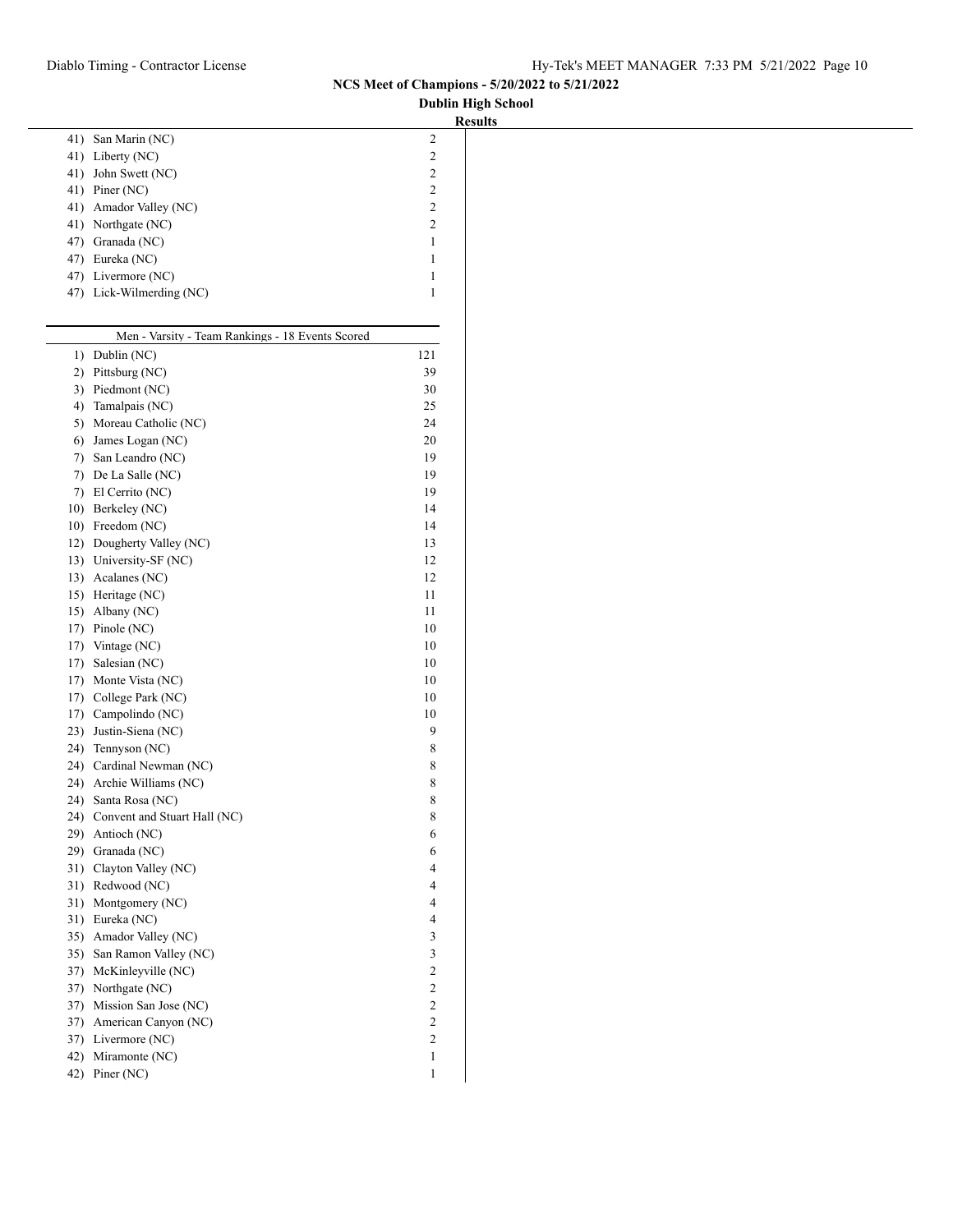## Results

| | | |
|---|---|---|
| 41) | San Marin (NC) | 2 |
| 41) | Liberty (NC) | 2 |
| 41) | John Swett (NC) | 2 |
| 41) | Piner (NC) | 2 |
| 41) | Amador Valley (NC) | 2 |
| 41) | Northgate (NC) | 2 |
| 47) | Granada (NC) | 1 |
| 47) | Eureka (NC) | 1 |
| 47) | Livermore (NC) | 1 |
| 47) | Lick-Wilmerding (NC) | 1 |

### Men - Varsity - Team Rankings - 18 Events Scored

| | | |
|---|---|---|
| 1) | Dublin (NC) | 121 |
| 2) | Pittsburg (NC) | 39 |
| 3) | Piedmont (NC) | 30 |
| 4) | Tamalpais (NC) | 25 |
| 5) | Moreau Catholic (NC) | 24 |
| 6) | James Logan (NC) | 20 |
| 7) | San Leandro (NC) | 19 |
| 7) | De La Salle (NC) | 19 |
| 7) | El Cerrito (NC) | 19 |
| 10) | Berkeley (NC) | 14 |
| 10) | Freedom (NC) | 14 |
| 12) | Dougherty Valley (NC) | 13 |
| 13) | University-SF (NC) | 12 |
| 13) | Acalanes (NC) | 12 |
| 15) | Heritage (NC) | 11 |
| 15) | Albany (NC) | 11 |
| 17) | Pinole (NC) | 10 |
| 17) | Vintage (NC) | 10 |
| 17) | Salesian (NC) | 10 |
| 17) | Monte Vista (NC) | 10 |
| 17) | College Park (NC) | 10 |
| 17) | Campolindo (NC) | 10 |
| 23) | Justin-Siena (NC) | 9 |
| 24) | Tennyson (NC) | 8 |
| 24) | Cardinal Newman (NC) | 8 |
| 24) | Archie Williams (NC) | 8 |
| 24) | Santa Rosa (NC) | 8 |
| 24) | Convent and Stuart Hall (NC) | 8 |
| 29) | Antioch (NC) | 6 |
| 29) | Granada (NC) | 6 |
| 31) | Clayton Valley (NC) | 4 |
| 31) | Redwood (NC) | 4 |
| 31) | Montgomery (NC) | 4 |
| 31) | Eureka (NC) | 4 |
| 35) | Amador Valley (NC) | 3 |
| 35) | San Ramon Valley (NC) | 3 |
| 37) | McKinleyville (NC) | 2 |
| 37) | Northgate (NC) | 2 |
| 37) | Mission San Jose (NC) | 2 |
| 37) | American Canyon (NC) | 2 |
| 37) | Livermore (NC) | 2 |
| 42) | Miramonte (NC) | 1 |
| 42) | Piner (NC) | 1 |